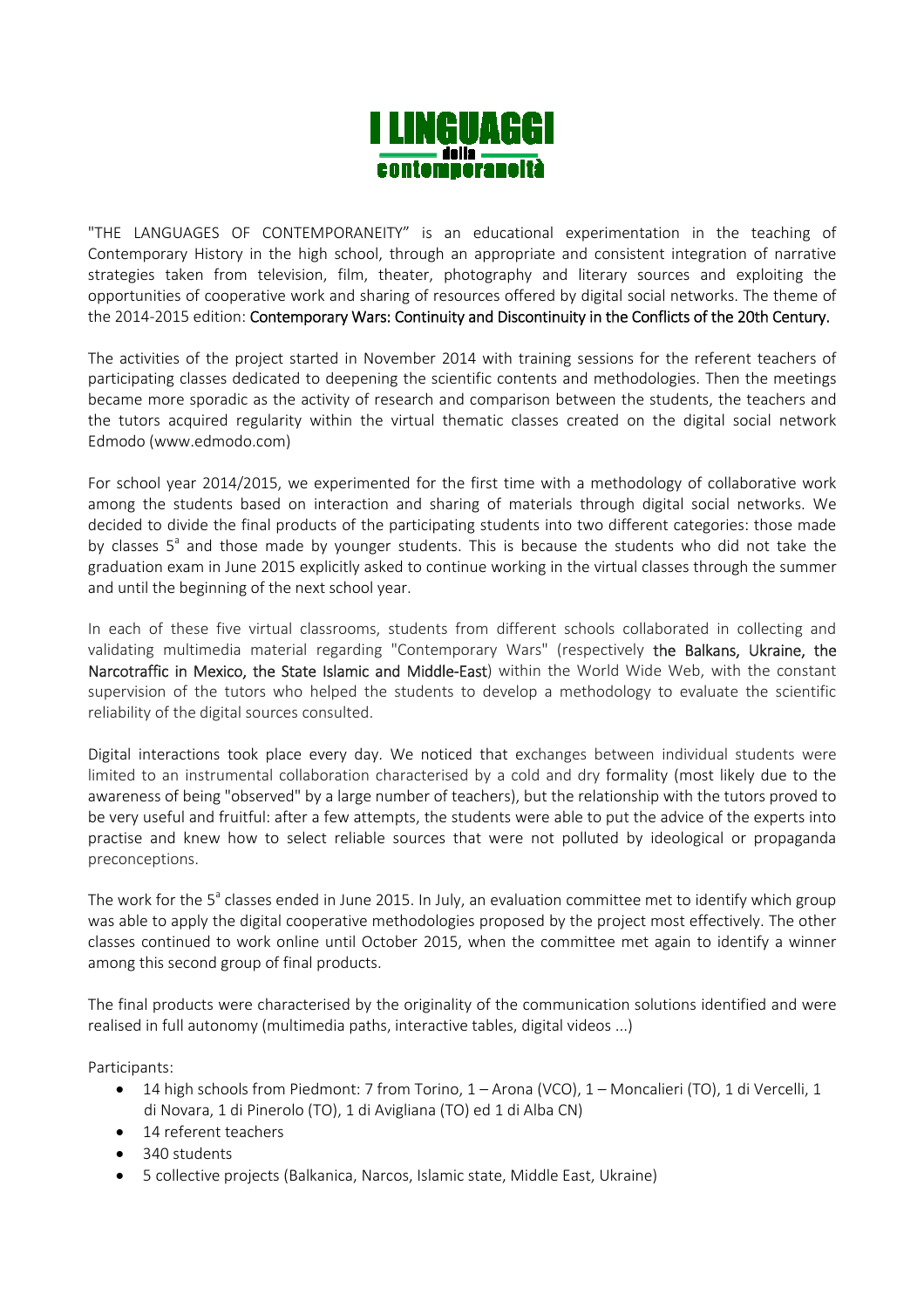# I LINGUAGGI della contemporaneità

"THE LANGUAGES OF CONTEMPORANEITY" is an educational experimentation in the teaching of Contemporary History in the high school, through an appropriate and consistent integration of narrative strategies taken from television, film, theater, photography and literary sources and exploiting the opportunities of cooperative work and sharing of resources offered by digital social networks. The theme of the 2014-2015 edition: **Contemporary Wars: Continuity and Discontinuity in the Conflicts of the 20th Century.**

The activities of the project started in November 2014 with training sessions for the referent teachers of participating classes dedicated to deepening the scientific contents and methodologies. Then the meetings became more sporadic as the activity of research and comparison between the students, the teachers and the tutors acquired regularity within the virtual thematic classes created on the digital social network Edmodo (www.edmodo.com)

For school year 2014/2015, we experimented for the first time with a methodology of collaborative work among the students based on interaction and sharing of materials through digital social networks. We decided to divide the final products of the participating students into two different categories: those made by classes 5[a] and those made by younger students. This is because the students who did not take the graduation exam in June 2015 explicitly asked to continue working in the virtual classes through the summer and until the beginning of the next school year.

In each of these five virtual classrooms, students from different schools collaborated in collecting and validating multimedia material regarding "Contemporary Wars" (respectively **the Balkans, Ukraine, the Narcotraffic in Mexico, the State Islamic and Middle-East**) within the World Wide Web, with the constant supervision of the tutors who helped the students to develop a methodology to evaluate the scientific reliability of the digital sources consulted.

Digital interactions took place every day. We noticed that exchanges between individual students were limited to an instrumental collaboration characterised by a cold and dry formality (most likely due to the awareness of being "observed" by a large number of teachers), but the relationship with the tutors proved to be very useful and fruitful: after a few attempts, the students were able to put the advice of the experts into practise and knew how to select reliable sources that were not polluted by ideological or propaganda preconceptions.

The work for the 5[a] classes ended in June 2015. In July, an evaluation committee met to identify which group was able to apply the digital cooperative methodologies proposed by the project most effectively. The other classes continued to work online until October 2015, when the committee met again to identify a winner among this second group of final products.

The final products were characterised by the originality of the communication solutions identified and were realised in full autonomy (multimedia paths, interactive tables, digital videos ...)

Participants:

- 14 high schools from Piedmont: 7 from Torino, 1 – Arona (VCO), 1 – Moncalieri (TO), 1 di Vercelli, 1 di Novara, 1 di Pinerolo (TO), 1 di Avigliana (TO) ed 1 di Alba CN)
- 14 referent teachers
- 340 students
- 5 collective projects (Balkanica, Narcos, Islamic state, Middle East, Ukraine)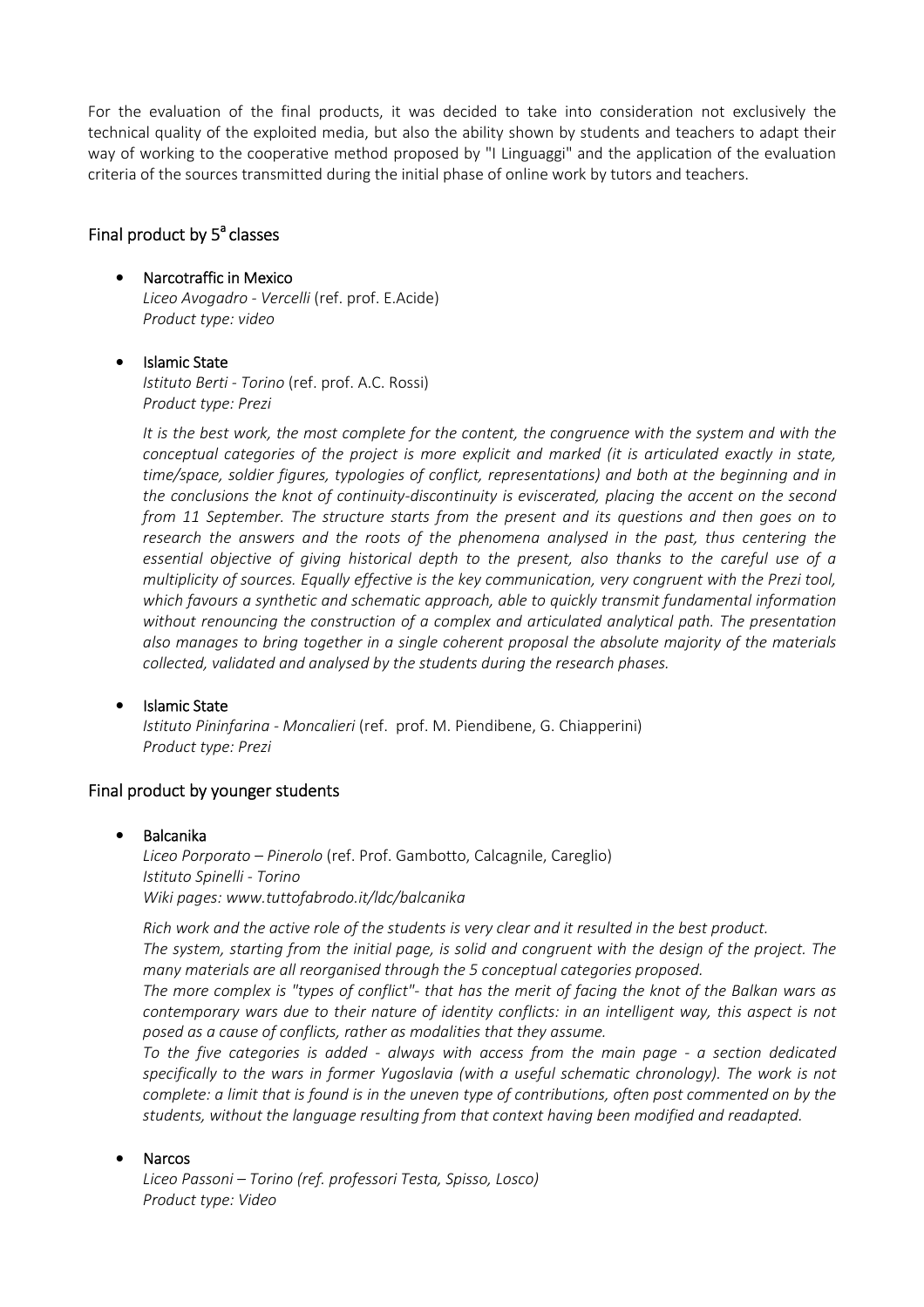For the evaluation of the final products, it was decided to take into consideration not exclusively the technical quality of the exploited media, but also the ability shown by students and teachers to adapt their way of working to the cooperative method proposed by "I Linguaggi" and the application of the evaluation criteria of the sources transmitted during the initial phase of online work by tutors and teachers.

## Final product by 5ª classes

- Narcotraffic in Mexico
  *Liceo Avogadro - Vercelli* (ref. prof. E.Acide)
  *Product type: video*

- Islamic State
  *Istituto Berti - Torino* (ref. prof. A.C. Rossi)
  *Product type: Prezi*

  *It is the best work, the most complete for the content, the congruence with the system and with the conceptual categories of the project is more explicit and marked (it is articulated exactly in state, time/space, soldier figures, typologies of conflict, representations) and both at the beginning and in the conclusions the knot of continuity-discontinuity is eviscerated, placing the accent on the second from 11 September. The structure starts from the present and its questions and then goes on to research the answers and the roots of the phenomena analysed in the past, thus centering the essential objective of giving historical depth to the present, also thanks to the careful use of a multiplicity of sources. Equally effective is the key communication, very congruent with the Prezi tool, which favours a synthetic and schematic approach, able to quickly transmit fundamental information without renouncing the construction of a complex and articulated analytical path. The presentation also manages to bring together in a single coherent proposal the absolute majority of the materials collected, validated and analysed by the students during the research phases.*

- Islamic State
  *Istituto Pininfarina - Moncalieri* (ref. prof. M. Piendibene, G. Chiapperini)
  *Product type: Prezi*

## Final product by younger students

- Balcanika
  *Liceo Porporato – Pinerolo* (ref. Prof. Gambotto, Calcagnile, Careglio)
  *Istituto Spinelli - Torino*
  *Wiki pages: www.tuttofabrodo.it/ldc/balcanika*

  *Rich work and the active role of the students is very clear and it resulted in the best product.*
  *The system, starting from the initial page, is solid and congruent with the design of the project. The many materials are all reorganised through the 5 conceptual categories proposed.*
  *The more complex is "types of conflict"- that has the merit of facing the knot of the Balkan wars as contemporary wars due to their nature of identity conflicts: in an intelligent way, this aspect is not posed as a cause of conflicts, rather as modalities that they assume.*
  *To the five categories is added - always with access from the main page - a section dedicated specifically to the wars in former Yugoslavia (with a useful schematic chronology). The work is not complete: a limit that is found is in the uneven type of contributions, often post commented on by the students, without the language resulting from that context having been modified and readapted.*

- Narcos
  *Liceo Passoni – Torino (ref. professori Testa, Spisso, Losco)*
  *Product type: Video*